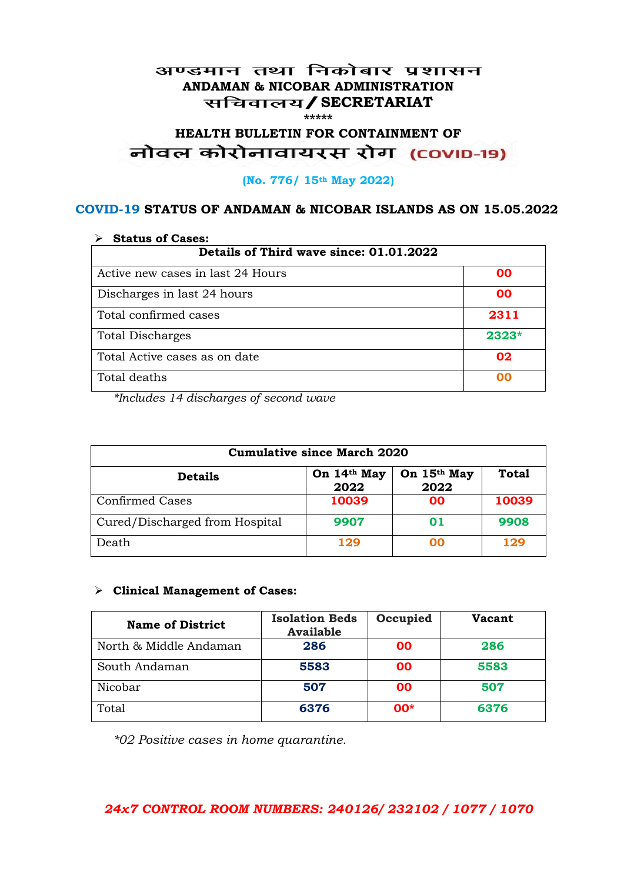# अण्डमान तथा निकोबार प्रशासन
# ANDAMAN & NICOBAR ADMINISTRATION
# सचिवालय / SECRETARIAT

*****

## HEALTH BULLETIN FOR CONTAINMENT OF
## नोवल कोरोनावायरस रोग (COVID-19)

**(No. 776/ 15th May 2022)**

## COVID-19 STATUS OF ANDAMAN & NICOBAR ISLANDS AS ON 15.05.2022

- **Status of Cases:**

| Details of Third wave since: 01.01.2022 | |
|---|---|
| Active new cases in last 24 Hours | **00** |
| Discharges in last 24 hours | **00** |
| Total confirmed cases | **2311** |
| Total Discharges | **2323*** |
| Total Active cases as on date | **02** |
| Total deaths | **00** |

*Includes 14 discharges of second wave*

| Cumulative since March 2020 | | | |
|---|---|---|---|
| **Details** | **On 14th May 2022** | **On 15th May 2022** | **Total** |
| Confirmed Cases | **10039** | **00** | **10039** |
| Cured/Discharged from Hospital | **9907** | **01** | **9908** |
| Death | **129** | **00** | **129** |

- **Clinical Management of Cases:**

| Name of District | Isolation Beds Available | Occupied | Vacant |
|---|---|---|---|
| North & Middle Andaman | **286** | **00** | **286** |
| South Andaman | **5583** | **00** | **5583** |
| Nicobar | **507** | **00** | **507** |
| Total | **6376** | **00*** | **6376** |

*\*02 Positive cases in home quarantine.*

***24x7 CONTROL ROOM NUMBERS: 240126/ 232102 / 1077 / 1070***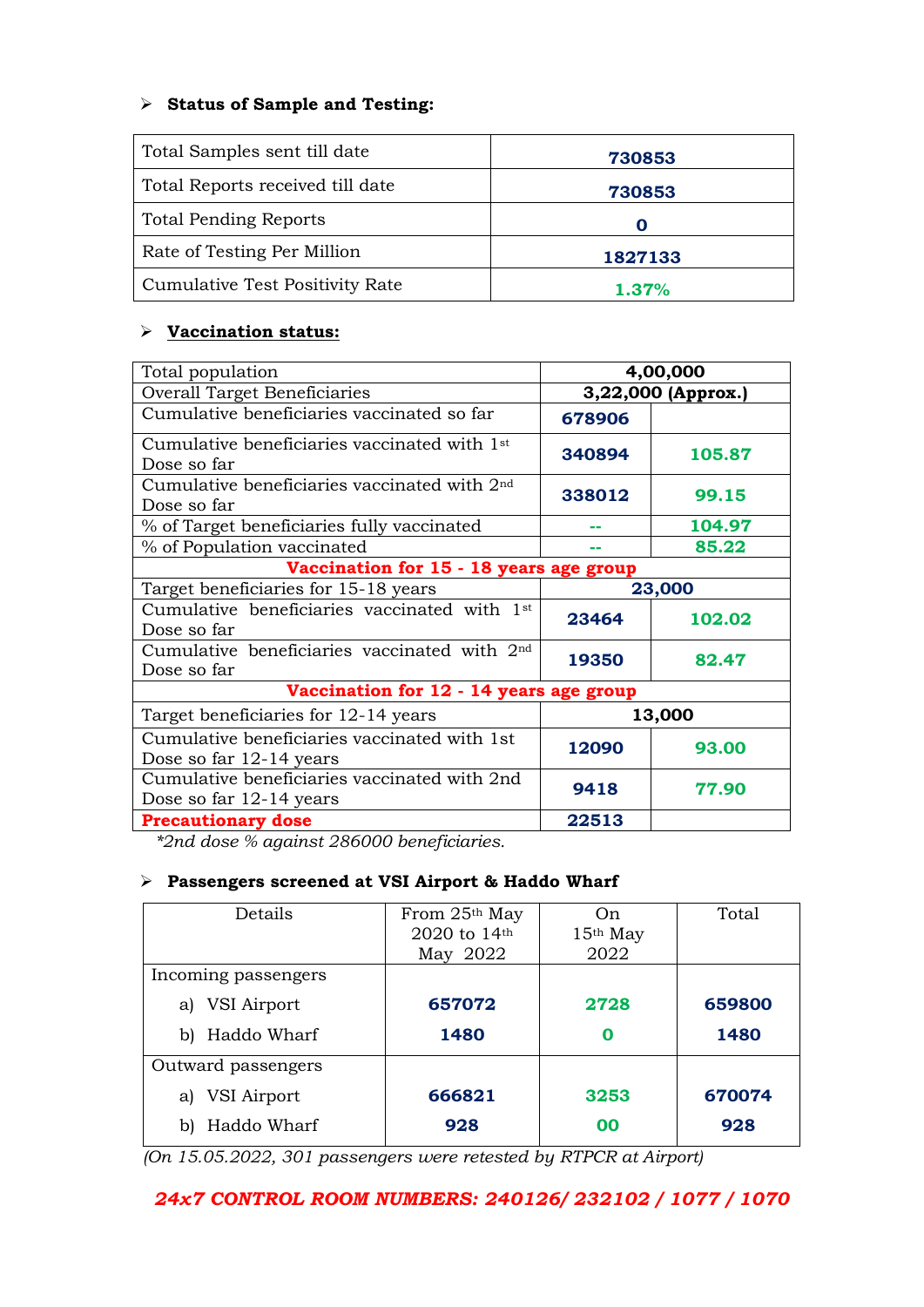- **Status of Sample and Testing:**

| | |
|---|---|
| Total Samples sent till date | 730853 |
| Total Reports received till date | 730853 |
| Total Pending Reports | 0 |
| Rate of Testing Per Million | 1827133 |
| Cumulative Test Positivity Rate | 1.37% |

- **Vaccination status:**

| | | |
|---|---|---|
| Total population | 4,00,000 | |
| Overall Target Beneficiaries | 3,22,000 (Approx.) | |
| Cumulative beneficiaries vaccinated so far | 678906 | |
| Cumulative beneficiaries vaccinated with 1st Dose so far | 340894 | 105.87 |
| Cumulative beneficiaries vaccinated with 2nd Dose so far | 338012 | 99.15 |
| % of Target beneficiaries fully vaccinated | -- | 104.97 |
| % of Population vaccinated | -- | 85.22 |
| **Vaccination for 15 - 18 years age group** | | |
| Target beneficiaries for 15-18 years | 23,000 | |
| Cumulative beneficiaries vaccinated with 1st Dose so far | 23464 | 102.02 |
| Cumulative beneficiaries vaccinated with 2nd Dose so far | 19350 | 82.47 |
| **Vaccination for 12 - 14 years age group** | | |
| Target beneficiaries for 12-14 years | 13,000 | |
| Cumulative beneficiaries vaccinated with 1st Dose so far 12-14 years | 12090 | 93.00 |
| Cumulative beneficiaries vaccinated with 2nd Dose so far 12-14 years | 9418 | 77.90 |
| **Precautionary dose** | 22513 | |

*\*2nd dose % against 286000 beneficiaries.*

- **Passengers screened at VSI Airport & Haddo Wharf**

| Details | From 25th May 2020 to 14th May 2022 | On 15th May 2022 | Total |
|---|---|---|---|
| Incoming passengers | | | |
| a) VSI Airport | 657072 | 2728 | 659800 |
| b) Haddo Wharf | 1480 | 0 | 1480 |
| Outward passengers | | | |
| a) VSI Airport | 666821 | 3253 | 670074 |
| b) Haddo Wharf | 928 | 00 | 928 |

*(On 15.05.2022, 301 passengers were retested by RTPCR at Airport)*

***24x7 CONTROL ROOM NUMBERS: 240126/ 232102 / 1077 / 1070***